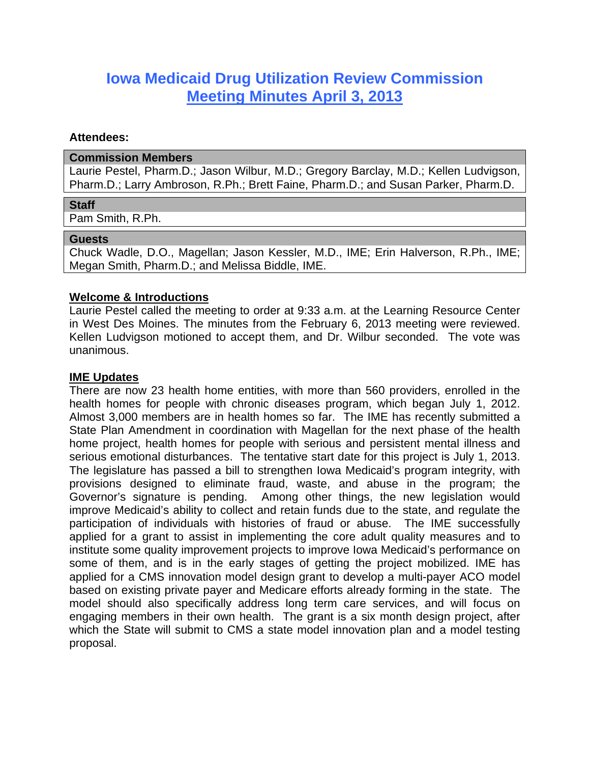# Iowa Medicaid Drug Utilization Review Commission
## Meeting Minutes April 3, 2013

**Attendees:**

| **Commission Members** |
|---|
| Laurie Pestel, Pharm.D.; Jason Wilbur, M.D.; Gregory Barclay, M.D.; Kellen Ludvigson, Pharm.D.; Larry Ambroson, R.Ph.; Brett Faine, Pharm.D.; and Susan Parker, Pharm.D. |

| **Staff** |
|---|
| Pam Smith, R.Ph. |

| **Guests** |
|---|
| Chuck Wadle, D.O., Magellan; Jason Kessler, M.D., IME; Erin Halverson, R.Ph., IME; Megan Smith, Pharm.D.; and Melissa Biddle, IME. |

**Welcome & Introductions**

Laurie Pestel called the meeting to order at 9:33 a.m. at the Learning Resource Center in West Des Moines. The minutes from the February 6, 2013 meeting were reviewed. Kellen Ludvigson motioned to accept them, and Dr. Wilbur seconded. The vote was unanimous.

**IME Updates**

There are now 23 health home entities, with more than 560 providers, enrolled in the health homes for people with chronic diseases program, which began July 1, 2012. Almost 3,000 members are in health homes so far. The IME has recently submitted a State Plan Amendment in coordination with Magellan for the next phase of the health home project, health homes for people with serious and persistent mental illness and serious emotional disturbances. The tentative start date for this project is July 1, 2013. The legislature has passed a bill to strengthen Iowa Medicaid's program integrity, with provisions designed to eliminate fraud, waste, and abuse in the program; the Governor's signature is pending. Among other things, the new legislation would improve Medicaid's ability to collect and retain funds due to the state, and regulate the participation of individuals with histories of fraud or abuse. The IME successfully applied for a grant to assist in implementing the core adult quality measures and to institute some quality improvement projects to improve Iowa Medicaid's performance on some of them, and is in the early stages of getting the project mobilized. IME has applied for a CMS innovation model design grant to develop a multi-payer ACO model based on existing private payer and Medicare efforts already forming in the state. The model should also specifically address long term care services, and will focus on engaging members in their own health. The grant is a six month design project, after which the State will submit to CMS a state model innovation plan and a model testing proposal.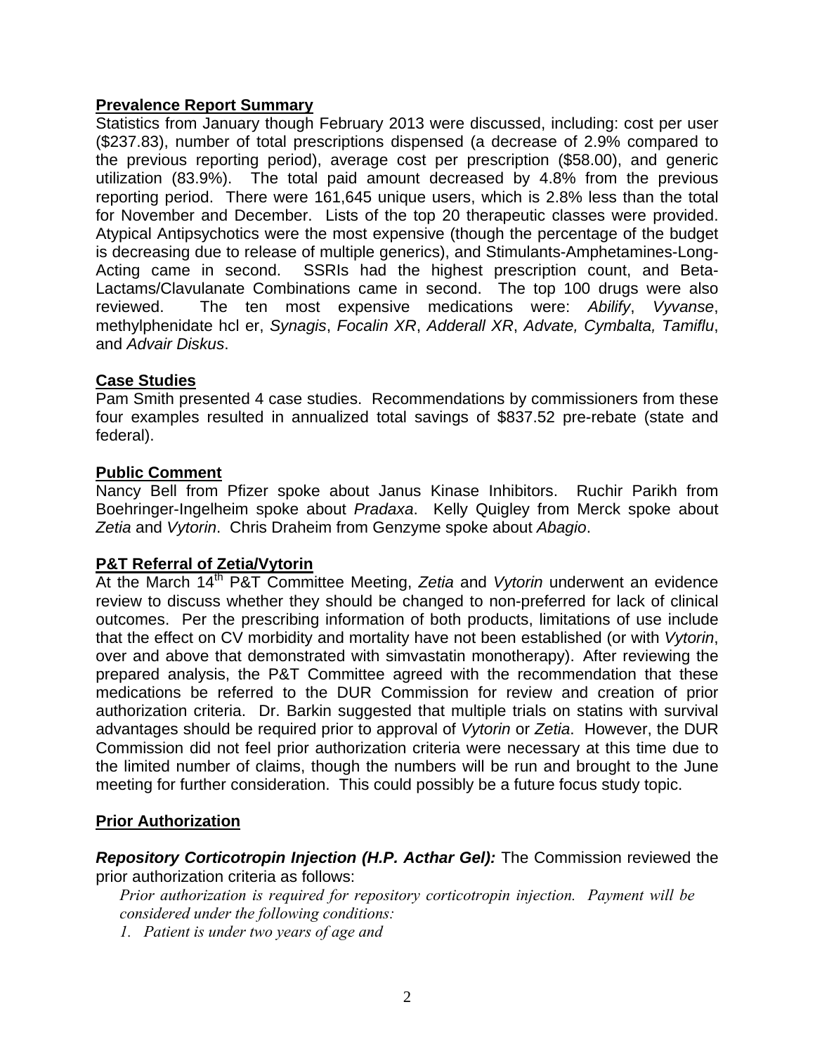**Prevalence Report Summary**

Statistics from January though February 2013 were discussed, including: cost per user ($237.83), number of total prescriptions dispensed (a decrease of 2.9% compared to the previous reporting period), average cost per prescription ($58.00), and generic utilization (83.9%). The total paid amount decreased by 4.8% from the previous reporting period. There were 161,645 unique users, which is 2.8% less than the total for November and December. Lists of the top 20 therapeutic classes were provided. Atypical Antipsychotics were the most expensive (though the percentage of the budget is decreasing due to release of multiple generics), and Stimulants-Amphetamines-Long-Acting came in second. SSRIs had the highest prescription count, and Beta-Lactams/Clavulanate Combinations came in second. The top 100 drugs were also reviewed. The ten most expensive medications were: *Abilify*, *Vyvanse*, methylphenidate hcl er, *Synagis*, *Focalin XR*, *Adderall XR*, *Advate, Cymbalta, Tamiflu*, and *Advair Diskus*.

**Case Studies**

Pam Smith presented 4 case studies. Recommendations by commissioners from these four examples resulted in annualized total savings of $837.52 pre-rebate (state and federal).

**Public Comment**

Nancy Bell from Pfizer spoke about Janus Kinase Inhibitors. Ruchir Parikh from Boehringer-Ingelheim spoke about *Pradaxa*. Kelly Quigley from Merck spoke about *Zetia* and *Vytorin*. Chris Draheim from Genzyme spoke about *Abagio*.

**P&T Referral of Zetia/Vytorin**

At the March 14th P&T Committee Meeting, *Zetia* and *Vytorin* underwent an evidence review to discuss whether they should be changed to non-preferred for lack of clinical outcomes. Per the prescribing information of both products, limitations of use include that the effect on CV morbidity and mortality have not been established (or with *Vytorin*, over and above that demonstrated with simvastatin monotherapy). After reviewing the prepared analysis, the P&T Committee agreed with the recommendation that these medications be referred to the DUR Commission for review and creation of prior authorization criteria. Dr. Barkin suggested that multiple trials on statins with survival advantages should be required prior to approval of *Vytorin* or *Zetia*. However, the DUR Commission did not feel prior authorization criteria were necessary at this time due to the limited number of claims, though the numbers will be run and brought to the June meeting for further consideration. This could possibly be a future focus study topic.

**Prior Authorization**

***Repository Corticotropin Injection (H.P. Acthar Gel):*** The Commission reviewed the prior authorization criteria as follows:

*Prior authorization is required for repository corticotropin injection. Payment will be considered under the following conditions:*

1. *Patient is under two years of age and*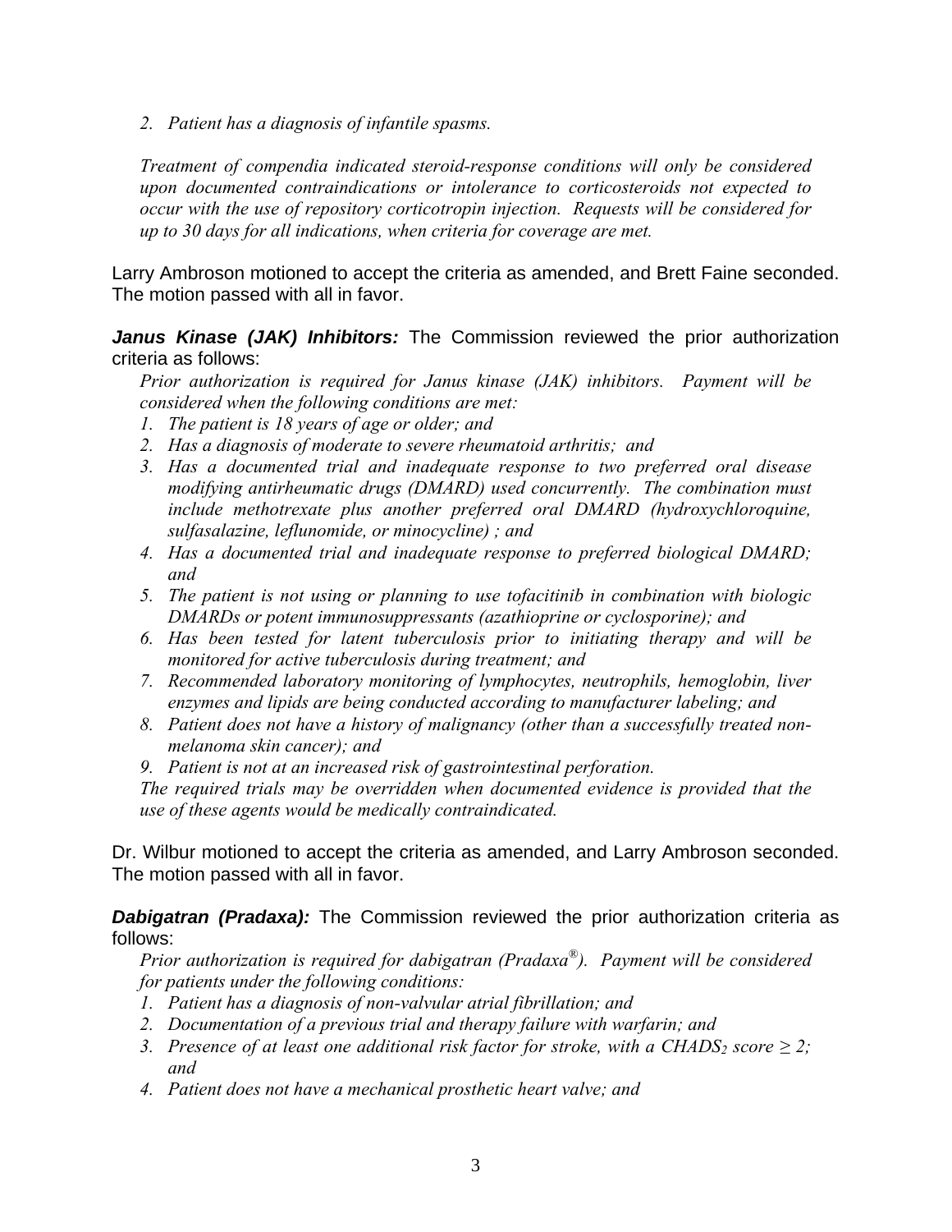2. *Patient has a diagnosis of infantile spasms.*

*Treatment of compendia indicated steroid-response conditions will only be considered upon documented contraindications or intolerance to corticosteroids not expected to occur with the use of repository corticotropin injection. Requests will be considered for up to 30 days for all indications, when criteria for coverage are met.*

Larry Ambroson motioned to accept the criteria as amended, and Brett Faine seconded. The motion passed with all in favor.

***Janus Kinase (JAK) Inhibitors:*** The Commission reviewed the prior authorization criteria as follows:

*Prior authorization is required for Janus kinase (JAK) inhibitors. Payment will be considered when the following conditions are met:*

1. *The patient is 18 years of age or older; and*
2. *Has a diagnosis of moderate to severe rheumatoid arthritis; and*
3. *Has a documented trial and inadequate response to two preferred oral disease modifying antirheumatic drugs (DMARD) used concurrently. The combination must include methotrexate plus another preferred oral DMARD (hydroxychloroquine, sulfasalazine, leflunomide, or minocycline) ; and*
4. *Has a documented trial and inadequate response to preferred biological DMARD; and*
5. *The patient is not using or planning to use tofacitinib in combination with biologic DMARDs or potent immunosuppressants (azathioprine or cyclosporine); and*
6. *Has been tested for latent tuberculosis prior to initiating therapy and will be monitored for active tuberculosis during treatment; and*
7. *Recommended laboratory monitoring of lymphocytes, neutrophils, hemoglobin, liver enzymes and lipids are being conducted according to manufacturer labeling; and*
8. *Patient does not have a history of malignancy (other than a successfully treated non-melanoma skin cancer); and*
9. *Patient is not at an increased risk of gastrointestinal perforation.*

*The required trials may be overridden when documented evidence is provided that the use of these agents would be medically contraindicated.*

Dr. Wilbur motioned to accept the criteria as amended, and Larry Ambroson seconded. The motion passed with all in favor.

***Dabigatran (Pradaxa):*** The Commission reviewed the prior authorization criteria as follows:

*Prior authorization is required for dabigatran (Pradaxa®). Payment will be considered for patients under the following conditions:*

1. *Patient has a diagnosis of non-valvular atrial fibrillation; and*
2. *Documentation of a previous trial and therapy failure with warfarin; and*
3. *Presence of at least one additional risk factor for stroke, with a $CHADS_2$ score $\geq 2$; and*
4. *Patient does not have a mechanical prosthetic heart valve; and*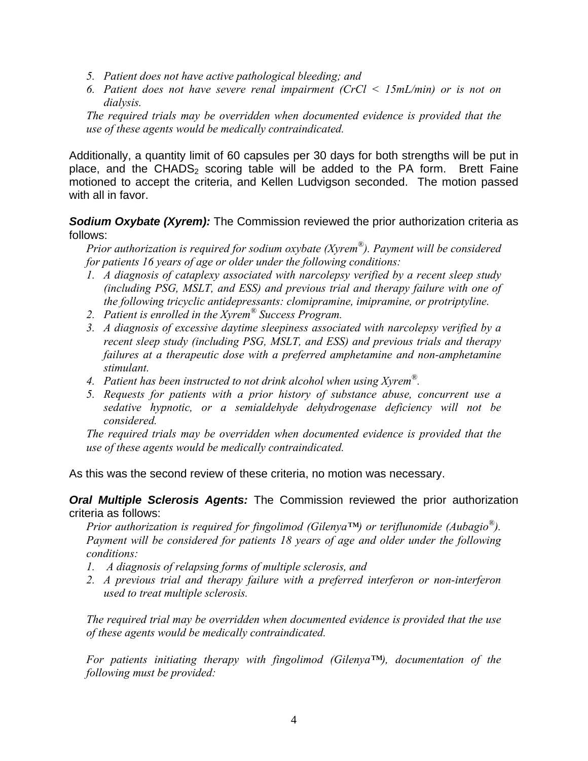*5. Patient does not have active pathological bleeding; and*
*6. Patient does not have severe renal impairment (CrCl < 15mL/min) or is not on dialysis.*

*The required trials may be overridden when documented evidence is provided that the use of these agents would be medically contraindicated.*

Additionally, a quantity limit of 60 capsules per 30 days for both strengths will be put in place, and the $CHADS_2$ scoring table will be added to the PA form. Brett Faine motioned to accept the criteria, and Kellen Ludvigson seconded. The motion passed with all in favor.

***Sodium Oxybate (Xyrem):*** The Commission reviewed the prior authorization criteria as follows:

*Prior authorization is required for sodium oxybate (Xyrem®). Payment will be considered for patients 16 years of age or older under the following conditions:*

1. *A diagnosis of cataplexy associated with narcolepsy verified by a recent sleep study (including PSG, MSLT, and ESS) and previous trial and therapy failure with one of the following tricyclic antidepressants: clomipramine, imipramine, or protriptyline.*
2. *Patient is enrolled in the Xyrem® Success Program.*
3. *A diagnosis of excessive daytime sleepiness associated with narcolepsy verified by a recent sleep study (including PSG, MSLT, and ESS) and previous trials and therapy failures at a therapeutic dose with a preferred amphetamine and non-amphetamine stimulant.*
4. *Patient has been instructed to not drink alcohol when using Xyrem®.*
5. *Requests for patients with a prior history of substance abuse, concurrent use a sedative hypnotic, or a semialdehyde dehydrogenase deficiency will not be considered.*

*The required trials may be overridden when documented evidence is provided that the use of these agents would be medically contraindicated.*

As this was the second review of these criteria, no motion was necessary.

***Oral Multiple Sclerosis Agents:*** The Commission reviewed the prior authorization criteria as follows:

*Prior authorization is required for fingolimod (Gilenya™) or teriflunomide (Aubagio®). Payment will be considered for patients 18 years of age and older under the following conditions:*

1. *A diagnosis of relapsing forms of multiple sclerosis, and*
2. *A previous trial and therapy failure with a preferred interferon or non-interferon used to treat multiple sclerosis.*

*The required trial may be overridden when documented evidence is provided that the use of these agents would be medically contraindicated.*

*For patients initiating therapy with fingolimod (Gilenya™), documentation of the following must be provided:*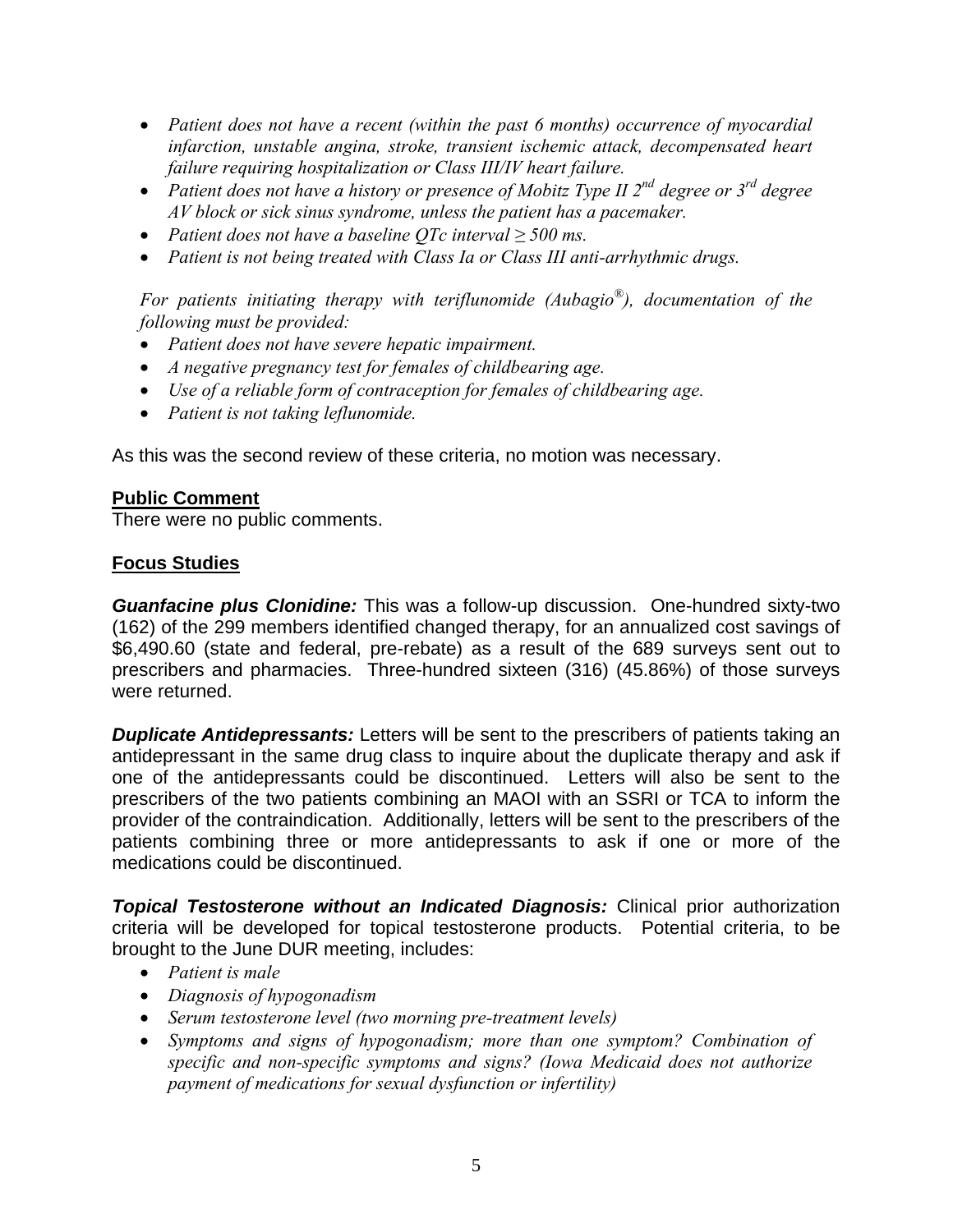- *Patient does not have a recent (within the past 6 months) occurrence of myocardial infarction, unstable angina, stroke, transient ischemic attack, decompensated heart failure requiring hospitalization or Class III/IV heart failure.*
- *Patient does not have a history or presence of Mobitz Type II 2nd degree or 3rd degree AV block or sick sinus syndrome, unless the patient has a pacemaker.*
- *Patient does not have a baseline QTc interval ≥ 500 ms.*
- *Patient is not being treated with Class Ia or Class III anti-arrhythmic drugs.*

*For patients initiating therapy with teriflunomide (Aubagio®), documentation of the following must be provided:*

- *Patient does not have severe hepatic impairment.*
- *A negative pregnancy test for females of childbearing age.*
- *Use of a reliable form of contraception for females of childbearing age.*
- *Patient is not taking leflunomide.*

As this was the second review of these criteria, no motion was necessary.

## Public Comment

There were no public comments.

## Focus Studies

***Guanfacine plus Clonidine:*** This was a follow-up discussion. One-hundred sixty-two (162) of the 299 members identified changed therapy, for an annualized cost savings of $6,490.60 (state and federal, pre-rebate) as a result of the 689 surveys sent out to prescribers and pharmacies. Three-hundred sixteen (316) (45.86%) of those surveys were returned.

***Duplicate Antidepressants:*** Letters will be sent to the prescribers of patients taking an antidepressant in the same drug class to inquire about the duplicate therapy and ask if one of the antidepressants could be discontinued. Letters will also be sent to the prescribers of the two patients combining an MAOI with an SSRI or TCA to inform the provider of the contraindication. Additionally, letters will be sent to the prescribers of the patients combining three or more antidepressants to ask if one or more of the medications could be discontinued.

***Topical Testosterone without an Indicated Diagnosis:*** Clinical prior authorization criteria will be developed for topical testosterone products. Potential criteria, to be brought to the June DUR meeting, includes:

- *Patient is male*
- *Diagnosis of hypogonadism*
- *Serum testosterone level (two morning pre-treatment levels)*
- *Symptoms and signs of hypogonadism; more than one symptom? Combination of specific and non-specific symptoms and signs? (Iowa Medicaid does not authorize payment of medications for sexual dysfunction or infertility)*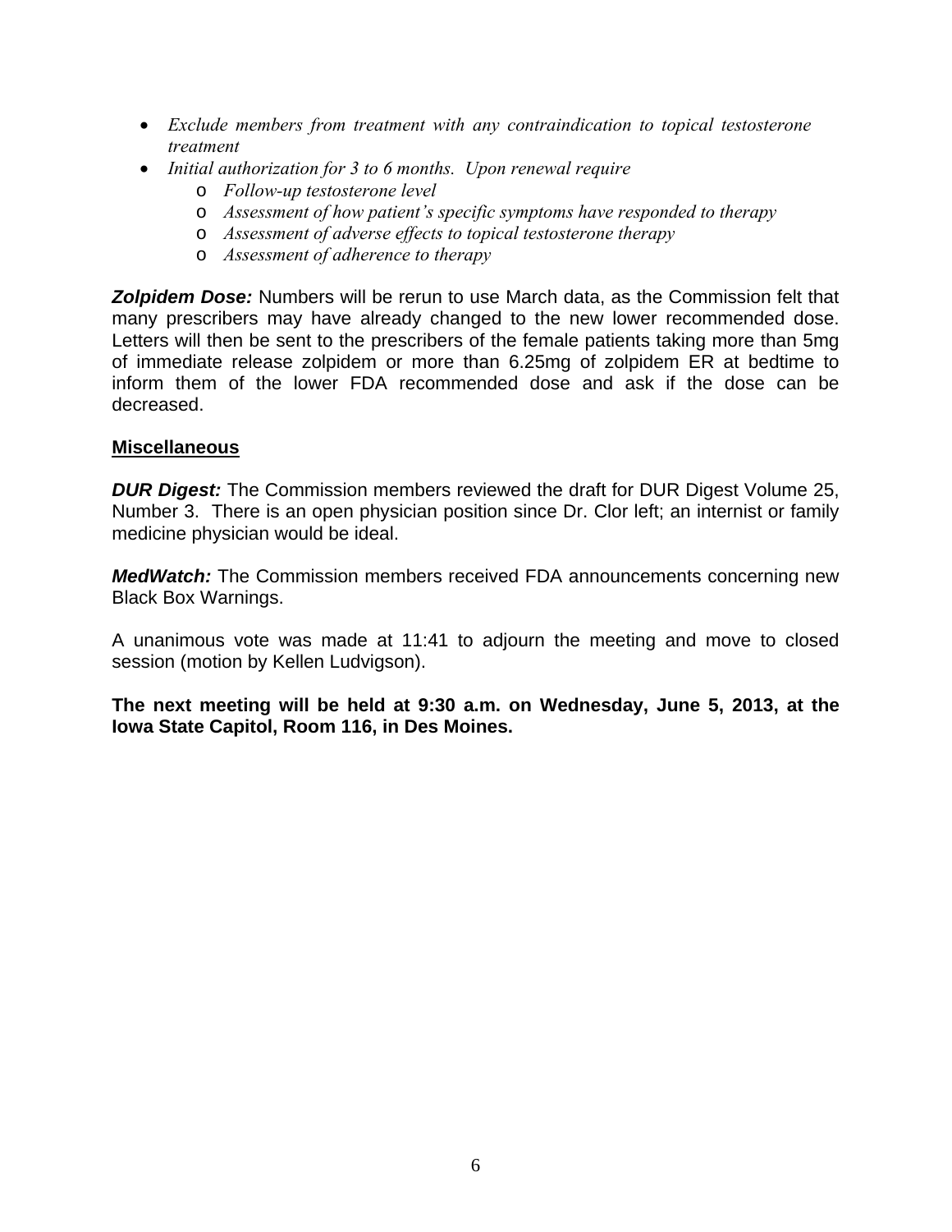- *Exclude members from treatment with any contraindication to topical testosterone treatment*
- *Initial authorization for 3 to 6 months. Upon renewal require*
  - *Follow-up testosterone level*
  - *Assessment of how patient's specific symptoms have responded to therapy*
  - *Assessment of adverse effects to topical testosterone therapy*
  - *Assessment of adherence to therapy*

***Zolpidem Dose:*** Numbers will be rerun to use March data, as the Commission felt that many prescribers may have already changed to the new lower recommended dose. Letters will then be sent to the prescribers of the female patients taking more than 5mg of immediate release zolpidem or more than 6.25mg of zolpidem ER at bedtime to inform them of the lower FDA recommended dose and ask if the dose can be decreased.

## Miscellaneous

***DUR Digest:*** The Commission members reviewed the draft for DUR Digest Volume 25, Number 3. There is an open physician position since Dr. Clor left; an internist or family medicine physician would be ideal.

***MedWatch:*** The Commission members received FDA announcements concerning new Black Box Warnings.

A unanimous vote was made at 11:41 to adjourn the meeting and move to closed session (motion by Kellen Ludvigson).

**The next meeting will be held at 9:30 a.m. on Wednesday, June 5, 2013, at the Iowa State Capitol, Room 116, in Des Moines.**